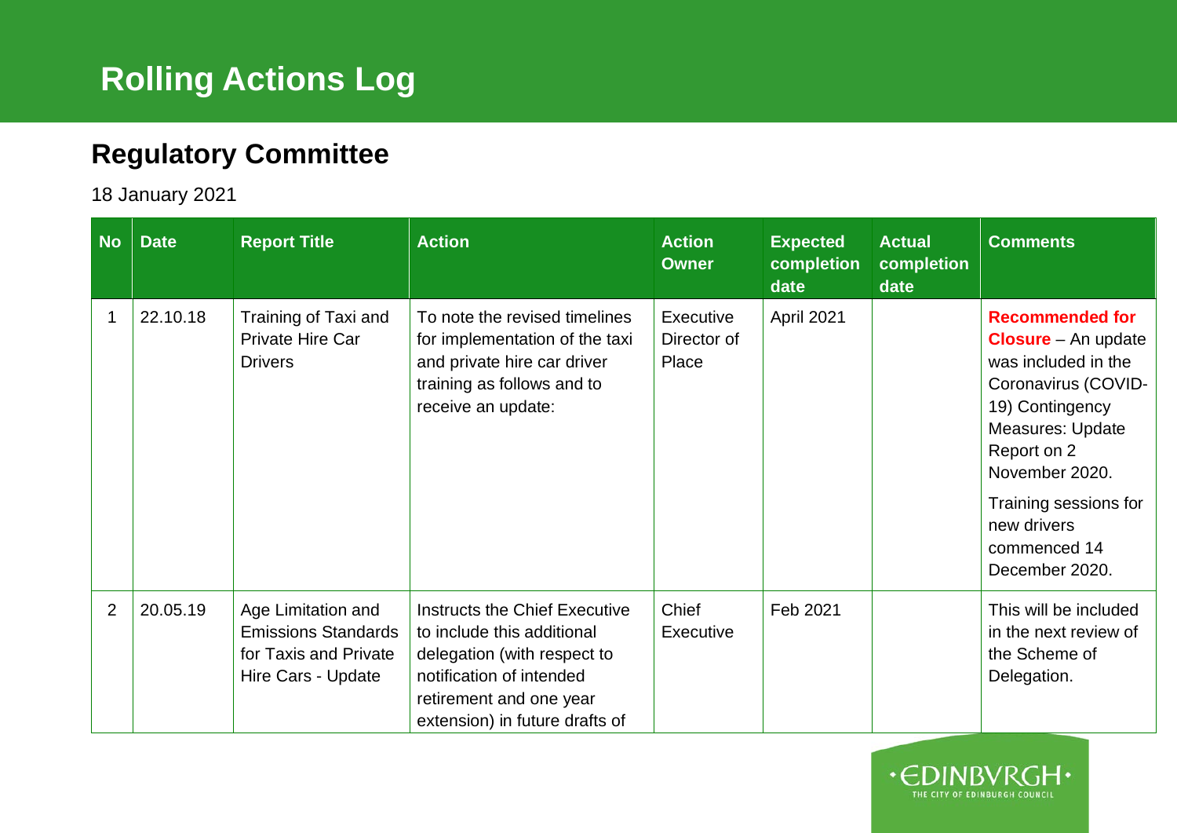# Rolling Actions Log

## Regulatory Committee

18 January 2021

| No | Date | Report Title | Action | Action Owner | Expected completion date | Actual completion date | Comments |
|---|---|---|---|---|---|---|---|
| 1 | 22.10.18 | Training of Taxi and Private Hire Car Drivers | To note the revised timelines for implementation of the taxi and private hire car driver training as follows and to receive an update: | Executive Director of Place | April 2021 | | **Recommended for Closure** – An update was included in the Coronavirus (COVID-19) Contingency Measures: Update Report on 2 November 2020. Training sessions for new drivers commenced 14 December 2020. |
| 2 | 20.05.19 | Age Limitation and Emissions Standards for Taxis and Private Hire Cars - Update | Instructs the Chief Executive to include this additional delegation (with respect to notification of intended retirement and one year extension) in future drafts of | Chief Executive | Feb 2021 | | This will be included in the next review of the Scheme of Delegation. |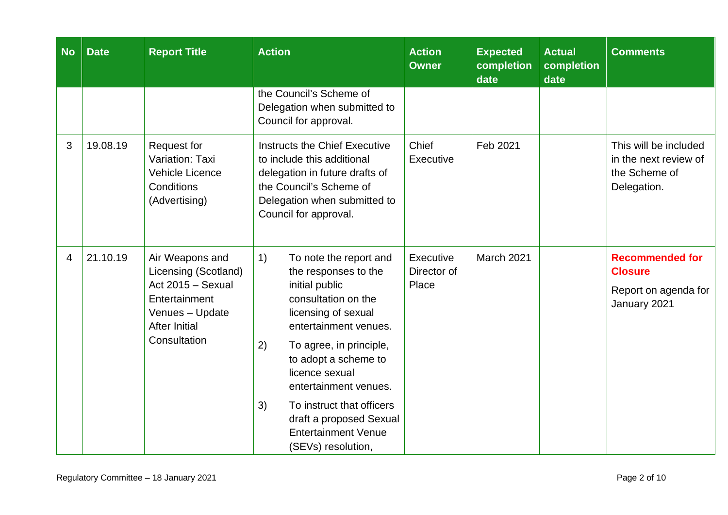| No | Date | Report Title | Action | Action Owner | Expected completion date | Actual completion date | Comments |
|---|---|---|---|---|---|---|---|
| | | | the Council's Scheme of Delegation when submitted to Council for approval. | | | | |
| 3 | 19.08.19 | Request for Variation: Taxi Vehicle Licence Conditions (Advertising) | Instructs the Chief Executive to include this additional delegation in future drafts of the Council's Scheme of Delegation when submitted to Council for approval. | Chief Executive | Feb 2021 | | This will be included in the next review of the Scheme of Delegation. |
| 4 | 21.10.19 | Air Weapons and Licensing (Scotland) Act 2015 – Sexual Entertainment Venues – Update After Initial Consultation | 1) To note the report and the responses to the initial public consultation on the licensing of sexual entertainment venues.<br>2) To agree, in principle, to adopt a scheme to licence sexual entertainment venues.<br>3) To instruct that officers draft a proposed Sexual Entertainment Venue (SEVs) resolution, | Executive Director of Place | March 2021 | | **Recommended for Closure**<br>Report on agenda for January 2021 |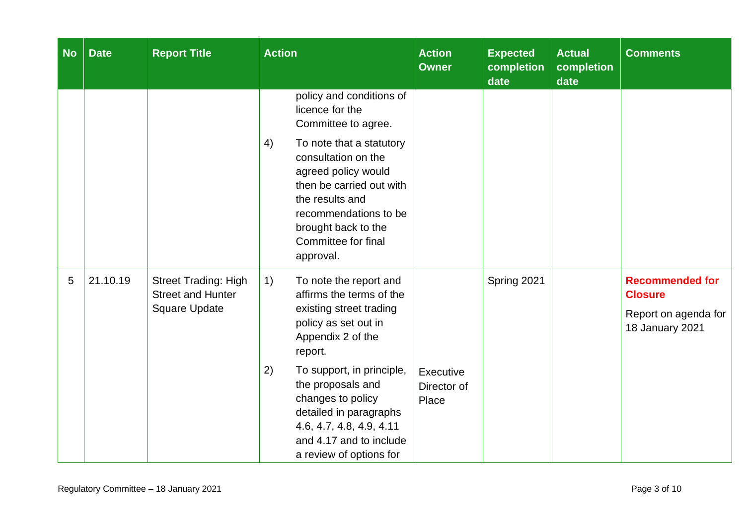| No | Date | Report Title | Action | Action Owner | Expected completion date | Actual completion date | Comments |
|---|---|---|---|---|---|---|---|
| | | | policy and conditions of licence for the Committee to agree.<br><br>4) To note that a statutory consultation on the agreed policy would then be carried out with the results and recommendations to be brought back to the Committee for final approval. | | | | |
| 5 | 21.10.19 | Street Trading: High Street and Hunter Square Update | 1) To note the report and affirms the terms of the existing street trading policy as set out in Appendix 2 of the report.<br><br>2) To support, in principle, the proposals and changes to policy detailed in paragraphs 4.6, 4.7, 4.8, 4.9, 4.11 and 4.17 and to include a review of options for | Executive Director of Place | Spring 2021 | | **Recommended for Closure**<br><br>Report on agenda for 18 January 2021 |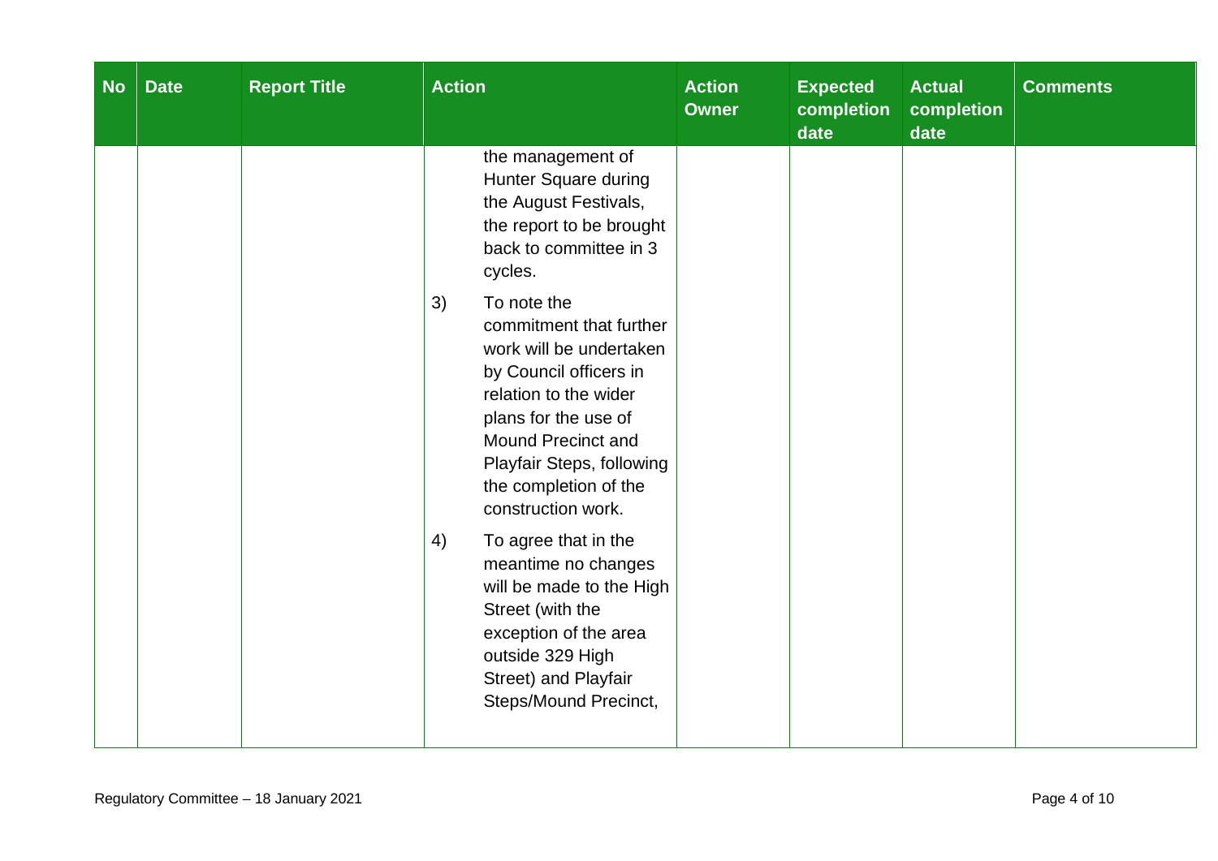| No | Date | Report Title | Action | Action Owner | Expected completion date | Actual completion date | Comments |
|---|---|---|---|---|---|---|---|
| | | | the management of Hunter Square during the August Festivals, the report to be brought back to committee in 3 cycles.<br><br>3) To note the commitment that further work will be undertaken by Council officers in relation to the wider plans for the use of Mound Precinct and Playfair Steps, following the completion of the construction work.<br><br>4) To agree that in the meantime no changes will be made to the High Street (with the exception of the area outside 329 High Street) and Playfair Steps/Mound Precinct, | | | | |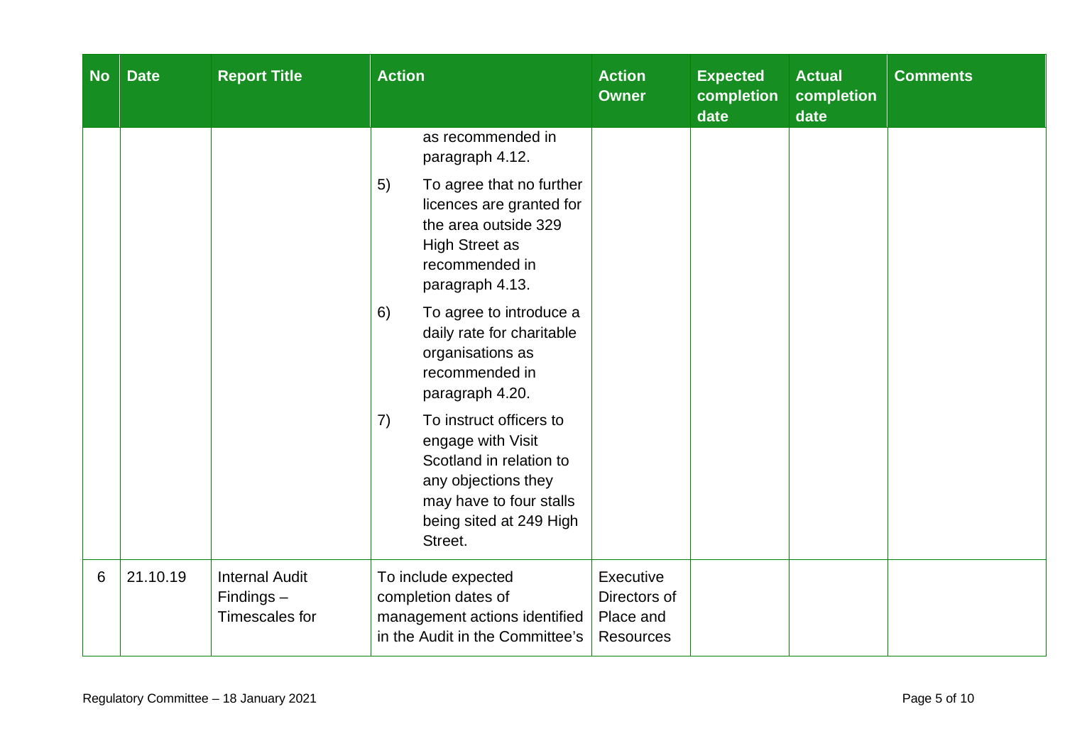| No | Date | Report Title | Action | Action Owner | Expected completion date | Actual completion date | Comments |
|---|---|---|---|---|---|---|---|
| | | | as recommended in paragraph 4.12.<br><br>5) To agree that no further licences are granted for the area outside 329 High Street as recommended in paragraph 4.13.<br><br>6) To agree to introduce a daily rate for charitable organisations as recommended in paragraph 4.20.<br><br>7) To instruct officers to engage with Visit Scotland in relation to any objections they may have to four stalls being sited at 249 High Street. | | | | |
| 6 | 21.10.19 | Internal Audit Findings – Timescales for | To include expected completion dates of management actions identified in the Audit in the Committee's | Executive Directors of Place and Resources | | | |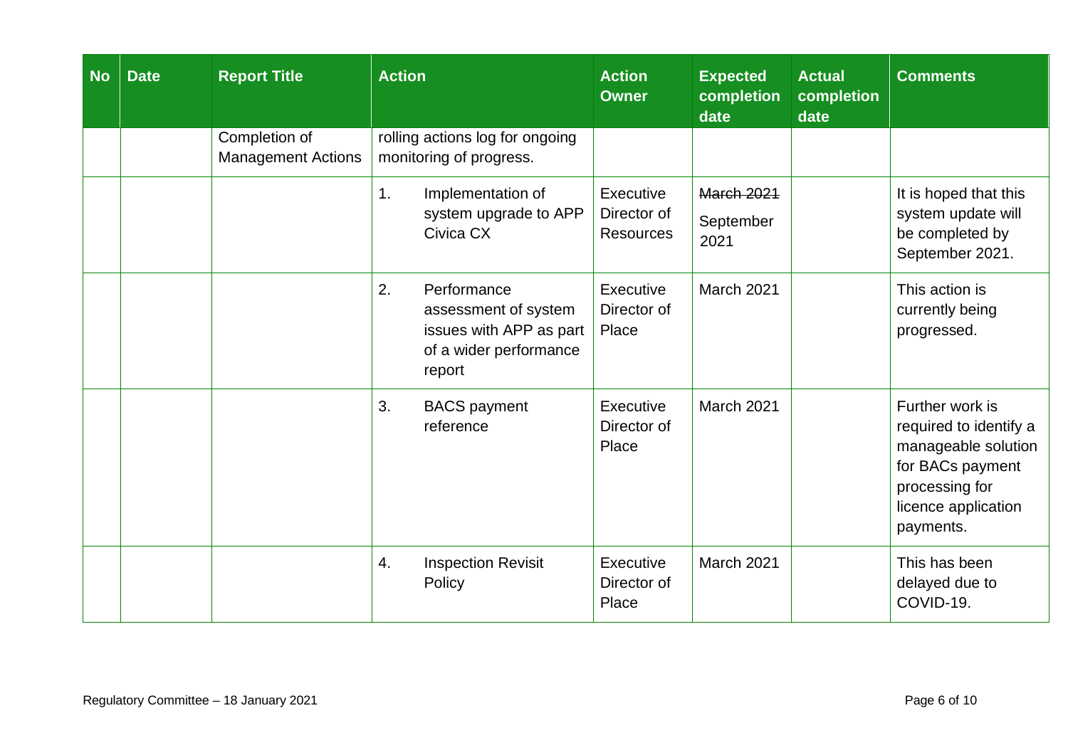| No | Date | Report Title | Action | Action Owner | Expected completion date | Actual completion date | Comments |
|---|---|---|---|---|---|---|---|
| | | Completion of Management Actions | rolling actions log for ongoing monitoring of progress. | | | | |
| | | | 1. Implementation of system upgrade to APP Civica CX | Executive Director of Resources | ~~March 2021~~ September 2021 | | It is hoped that this system update will be completed by September 2021. |
| | | | 2. Performance assessment of system issues with APP as part of a wider performance report | Executive Director of Place | March 2021 | | This action is currently being progressed. |
| | | | 3. BACS payment reference | Executive Director of Place | March 2021 | | Further work is required to identify a manageable solution for BACs payment processing for licence application payments. |
| | | | 4. Inspection Revisit Policy | Executive Director of Place | March 2021 | | This has been delayed due to COVID-19. |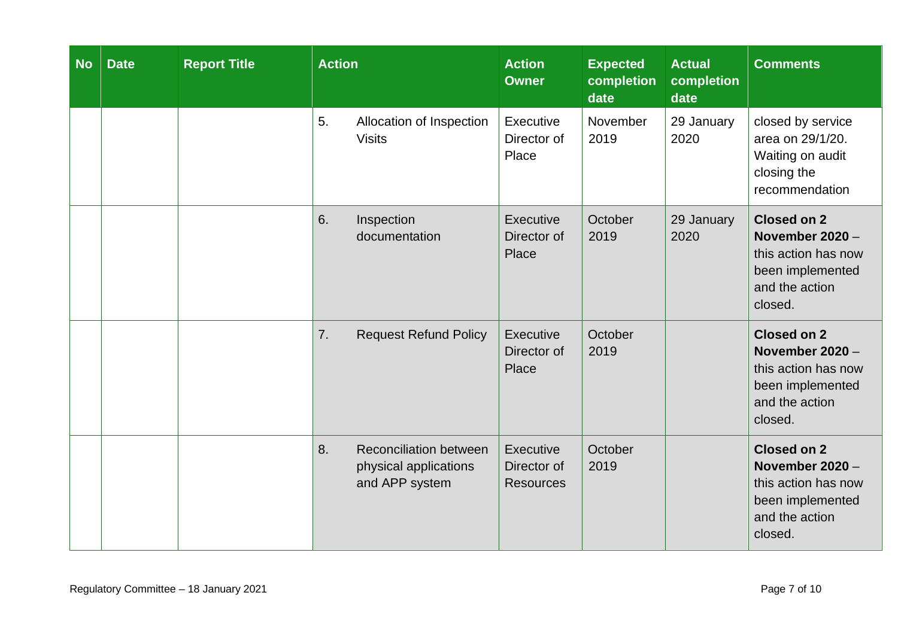| No | Date | Report Title | Action | Action Owner | Expected completion date | Actual completion date | Comments |
|---|---|---|---|---|---|---|---|
| | | | 5. Allocation of Inspection Visits | Executive Director of Place | November 2019 | 29 January 2020 | closed by service area on 29/1/20. Waiting on audit closing the recommendation |
| | | | 6. Inspection documentation | Executive Director of Place | October 2019 | 29 January 2020 | **Closed on 2 November 2020** – this action has now been implemented and the action closed. |
| | | | 7. Request Refund Policy | Executive Director of Place | October 2019 | | **Closed on 2 November 2020** – this action has now been implemented and the action closed. |
| | | | 8. Reconciliation between physical applications and APP system | Executive Director of Resources | October 2019 | | **Closed on 2 November 2020** – this action has now been implemented and the action closed. |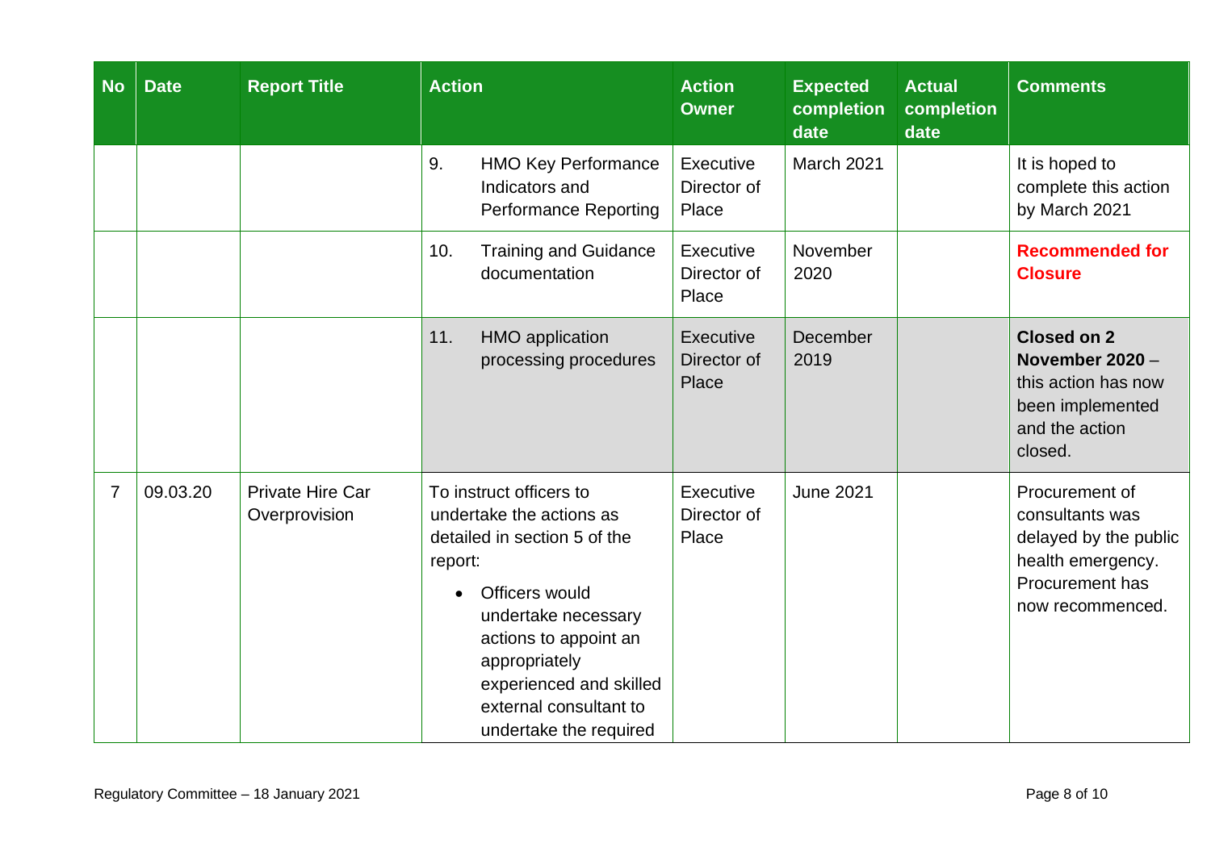| No | Date | Report Title | Action | Action Owner | Expected completion date | Actual completion date | Comments |
|---|---|---|---|---|---|---|---|
| | | | 9. HMO Key Performance Indicators and Performance Reporting | Executive Director of Place | March 2021 | | It is hoped to complete this action by March 2021 |
| | | | 10. Training and Guidance documentation | Executive Director of Place | November 2020 | | **Recommended for Closure** |
| | | | 11. HMO application processing procedures | Executive Director of Place | December 2019 | | **Closed on 2 November 2020** – this action has now been implemented and the action closed. |
| 7 | 09.03.20 | Private Hire Car Overprovision | To instruct officers to undertake the actions as detailed in section 5 of the report:<br>• Officers would undertake necessary actions to appoint an appropriately experienced and skilled external consultant to undertake the required | Executive Director of Place | June 2021 | | Procurement of consultants was delayed by the public health emergency. Procurement has now recommenced. |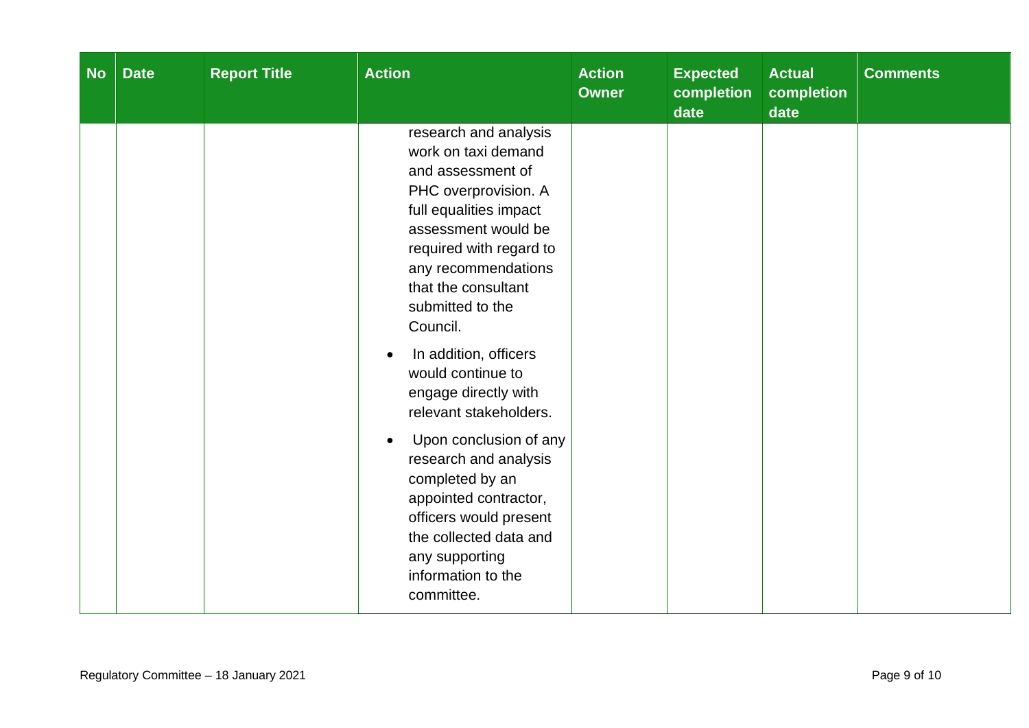| No | Date | Report Title | Action | Action Owner | Expected completion date | Actual completion date | Comments |
|---|---|---|---|---|---|---|---|
| | | | research and analysis work on taxi demand and assessment of PHC overprovision. A full equalities impact assessment would be required with regard to any recommendations that the consultant submitted to the Council.<br><br>• In addition, officers would continue to engage directly with relevant stakeholders.<br><br>• Upon conclusion of any research and analysis completed by an appointed contractor, officers would present the collected data and any supporting information to the committee. | | | | |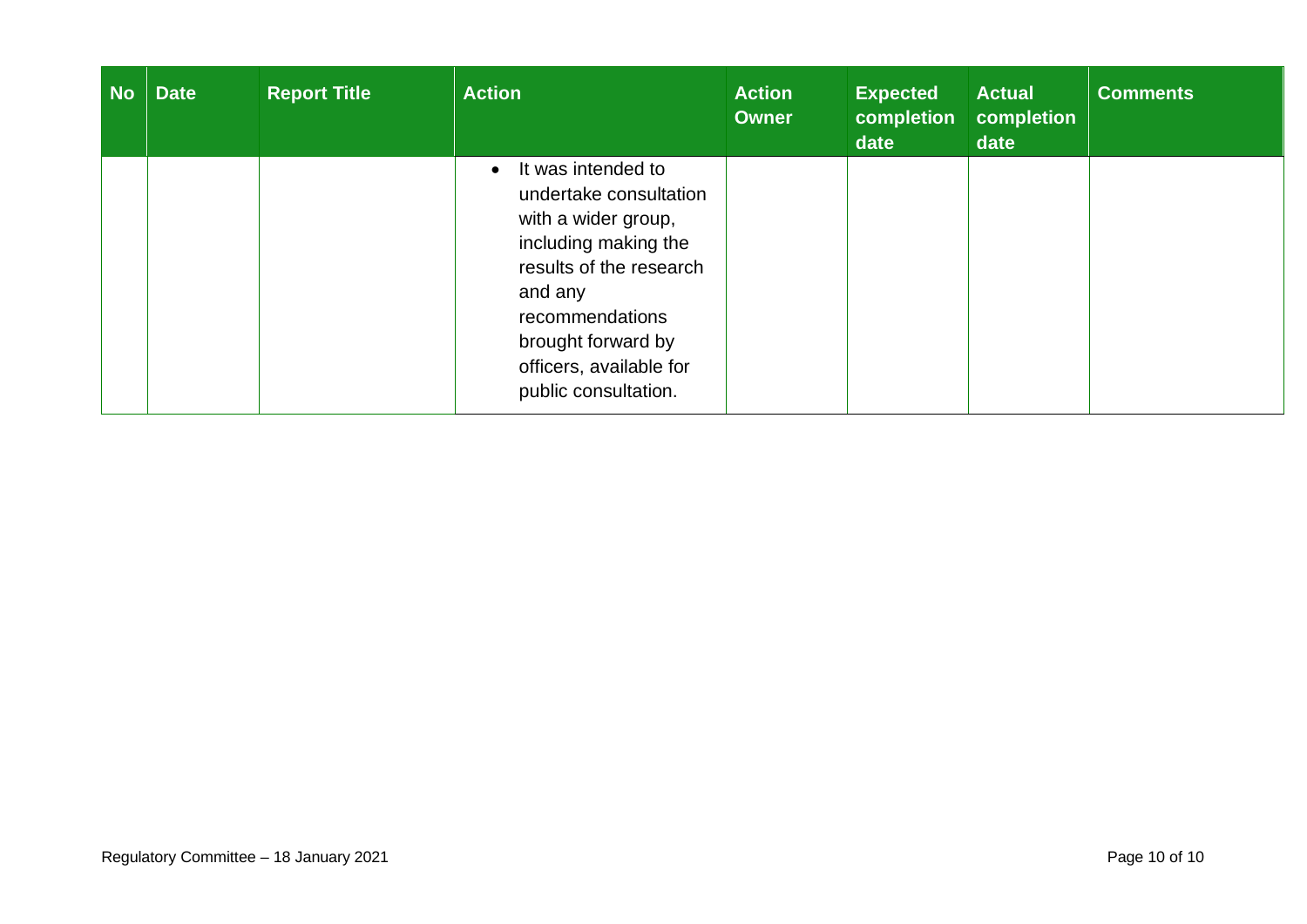| No | Date | Report Title | Action | Action Owner | Expected completion date | Actual completion date | Comments |
|---|---|---|---|---|---|---|---|
| | | | • It was intended to undertake consultation with a wider group, including making the results of the research and any recommendations brought forward by officers, available for public consultation. | | | | |